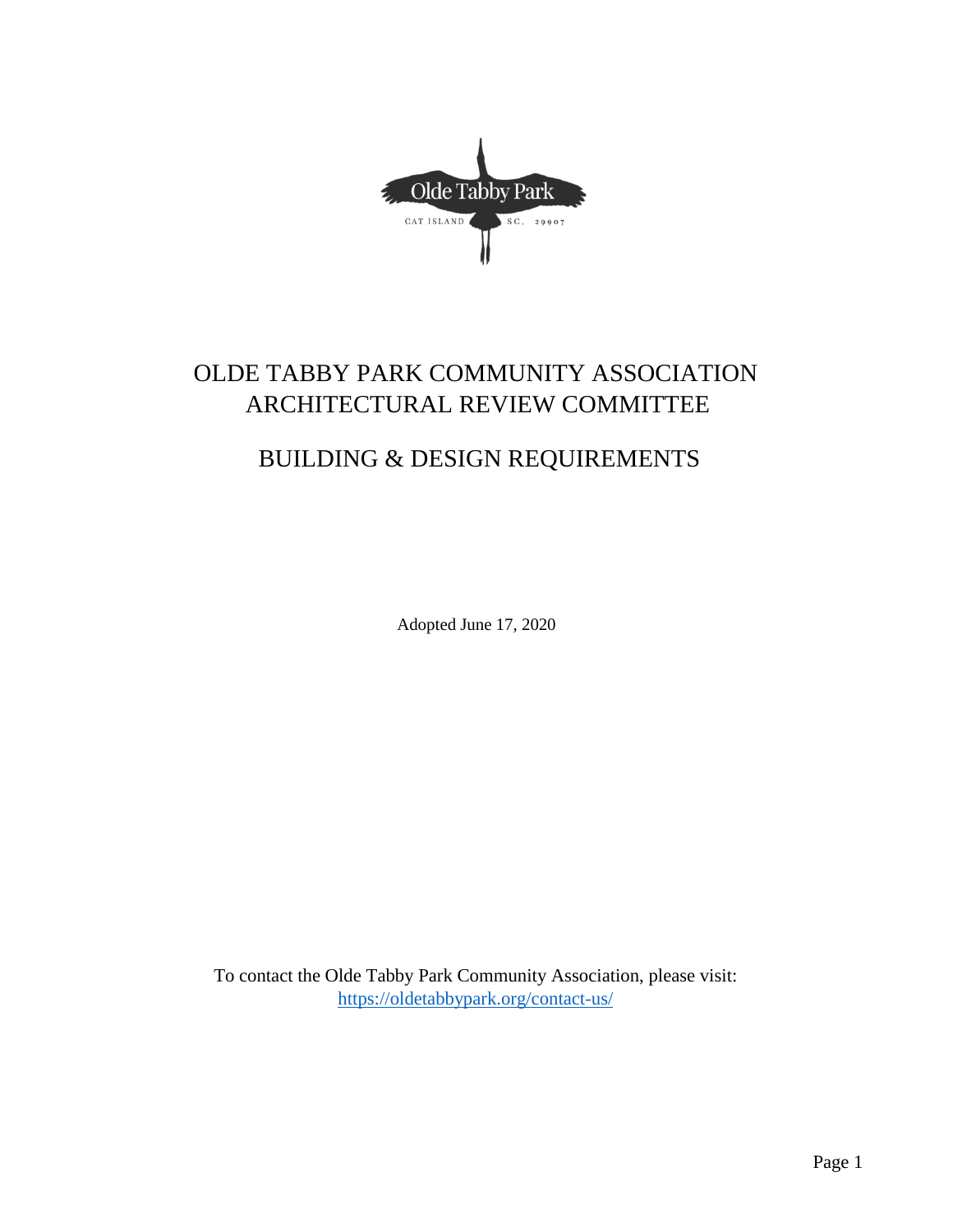# OLDE TABBY PARK COMMUNITY ASSOCIATION ARCHITECTURAL REVIEW COMMITTEE

## BUILDING & DESIGN REQUIREMENTS

Adopted June 17, 2020

To contact the Olde Tabby Park Community Association, please visit: https://oldetabbypark.org/contact-us/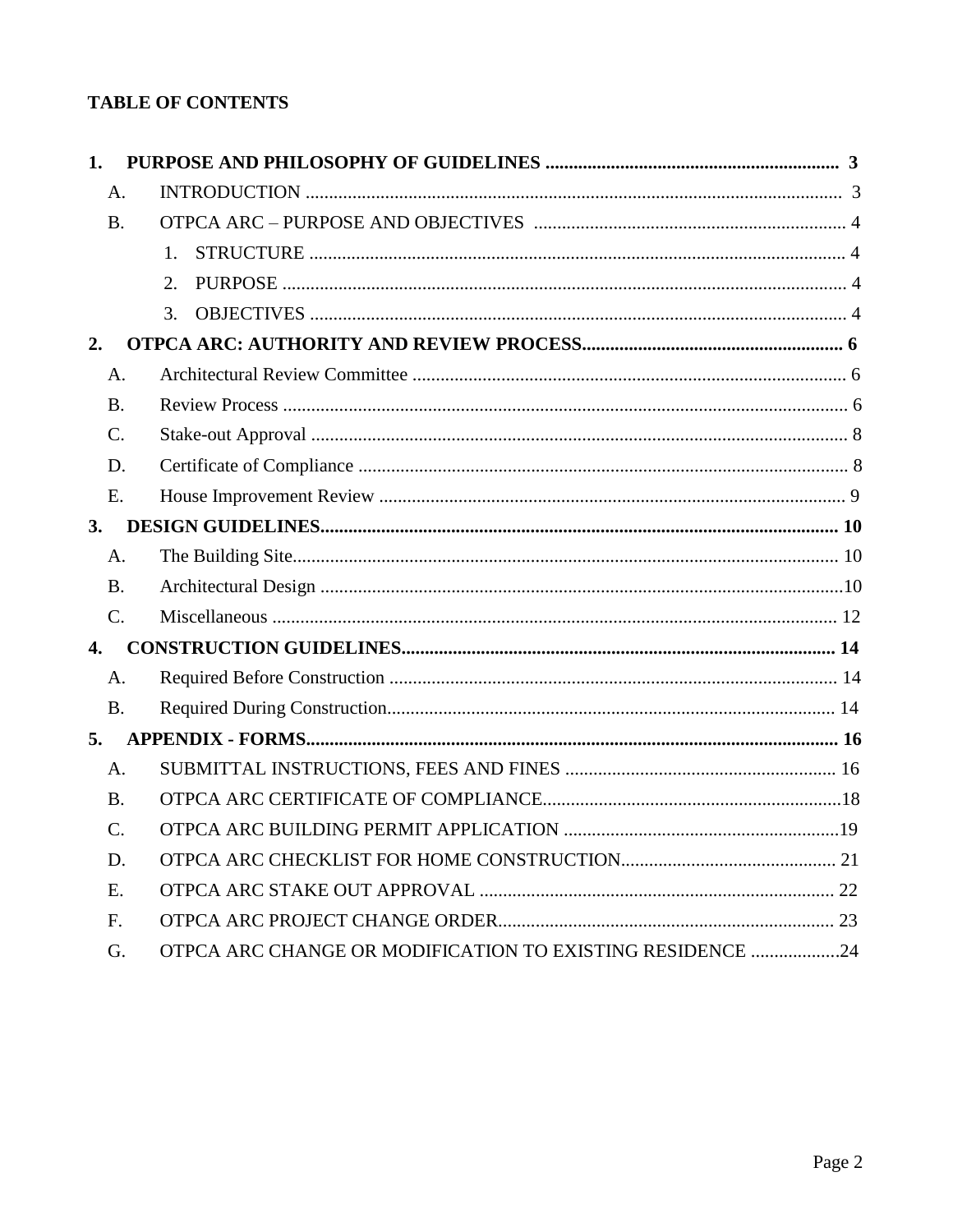**TABLE OF CONTENTS**

**1. PURPOSE AND PHILOSOPHY OF GUIDELINES ........ 3**

- A. INTRODUCTION ........ 3
- B. OTPCA ARC – PURPOSE AND OBJECTIVES ........ 4
  1. STRUCTURE ........ 4
  2. PURPOSE ........ 4
  3. OBJECTIVES ........ 4

**2. OTPCA ARC: AUTHORITY AND REVIEW PROCESS ........ 6**

- A. Architectural Review Committee ........ 6
- B. Review Process ........ 6
- C. Stake-out Approval ........ 8
- D. Certificate of Compliance ........ 8
- E. House Improvement Review ........ 9

**3. DESIGN GUIDELINES ........ 10**

- A. The Building Site ........ 10
- B. Architectural Design ........ 10
- C. Miscellaneous ........ 12

**4. CONSTRUCTION GUIDELINES ........ 14**

- A. Required Before Construction ........ 14
- B. Required During Construction ........ 14

**5. APPENDIX - FORMS ........ 16**

- A. SUBMITTAL INSTRUCTIONS, FEES AND FINES ........ 16
- B. OTPCA ARC CERTIFICATE OF COMPLIANCE ........ 18
- C. OTPCA ARC BUILDING PERMIT APPLICATION ........ 19
- D. OTPCA ARC CHECKLIST FOR HOME CONSTRUCTION ........ 21
- E. OTPCA ARC STAKE OUT APPROVAL ........ 22
- F. OTPCA ARC PROJECT CHANGE ORDER ........ 23
- G. OTPCA ARC CHANGE OR MODIFICATION TO EXISTING RESIDENCE ........ 24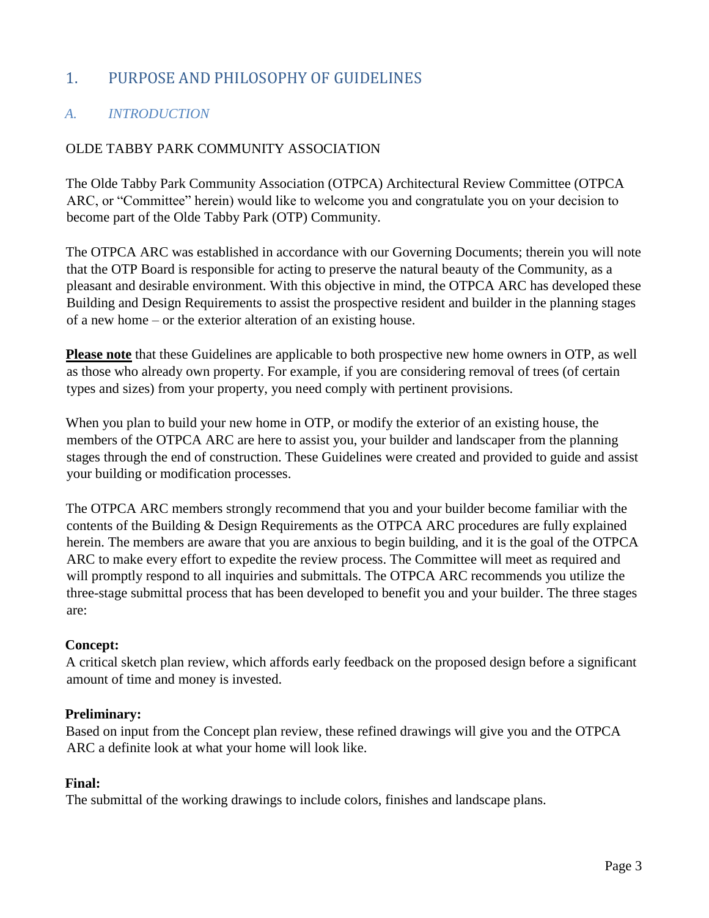# 1. PURPOSE AND PHILOSOPHY OF GUIDELINES

## *A. INTRODUCTION*

OLDE TABBY PARK COMMUNITY ASSOCIATION

The Olde Tabby Park Community Association (OTPCA) Architectural Review Committee (OTPCA ARC, or "Committee" herein) would like to welcome you and congratulate you on your decision to become part of the Olde Tabby Park (OTP) Community.

The OTPCA ARC was established in accordance with our Governing Documents; therein you will note that the OTP Board is responsible for acting to preserve the natural beauty of the Community, as a pleasant and desirable environment. With this objective in mind, the OTPCA ARC has developed these Building and Design Requirements to assist the prospective resident and builder in the planning stages of a new home – or the exterior alteration of an existing house.

**Please note** that these Guidelines are applicable to both prospective new home owners in OTP, as well as those who already own property. For example, if you are considering removal of trees (of certain types and sizes) from your property, you need comply with pertinent provisions.

When you plan to build your new home in OTP, or modify the exterior of an existing house, the members of the OTPCA ARC are here to assist you, your builder and landscaper from the planning stages through the end of construction. These Guidelines were created and provided to guide and assist your building or modification processes.

The OTPCA ARC members strongly recommend that you and your builder become familiar with the contents of the Building & Design Requirements as the OTPCA ARC procedures are fully explained herein. The members are aware that you are anxious to begin building, and it is the goal of the OTPCA ARC to make every effort to expedite the review process. The Committee will meet as required and will promptly respond to all inquiries and submittals. The OTPCA ARC recommends you utilize the three-stage submittal process that has been developed to benefit you and your builder. The three stages are:

**Concept:**
A critical sketch plan review, which affords early feedback on the proposed design before a significant amount of time and money is invested.

**Preliminary:**
Based on input from the Concept plan review, these refined drawings will give you and the OTPCA ARC a definite look at what your home will look like.

**Final:**
The submittal of the working drawings to include colors, finishes and landscape plans.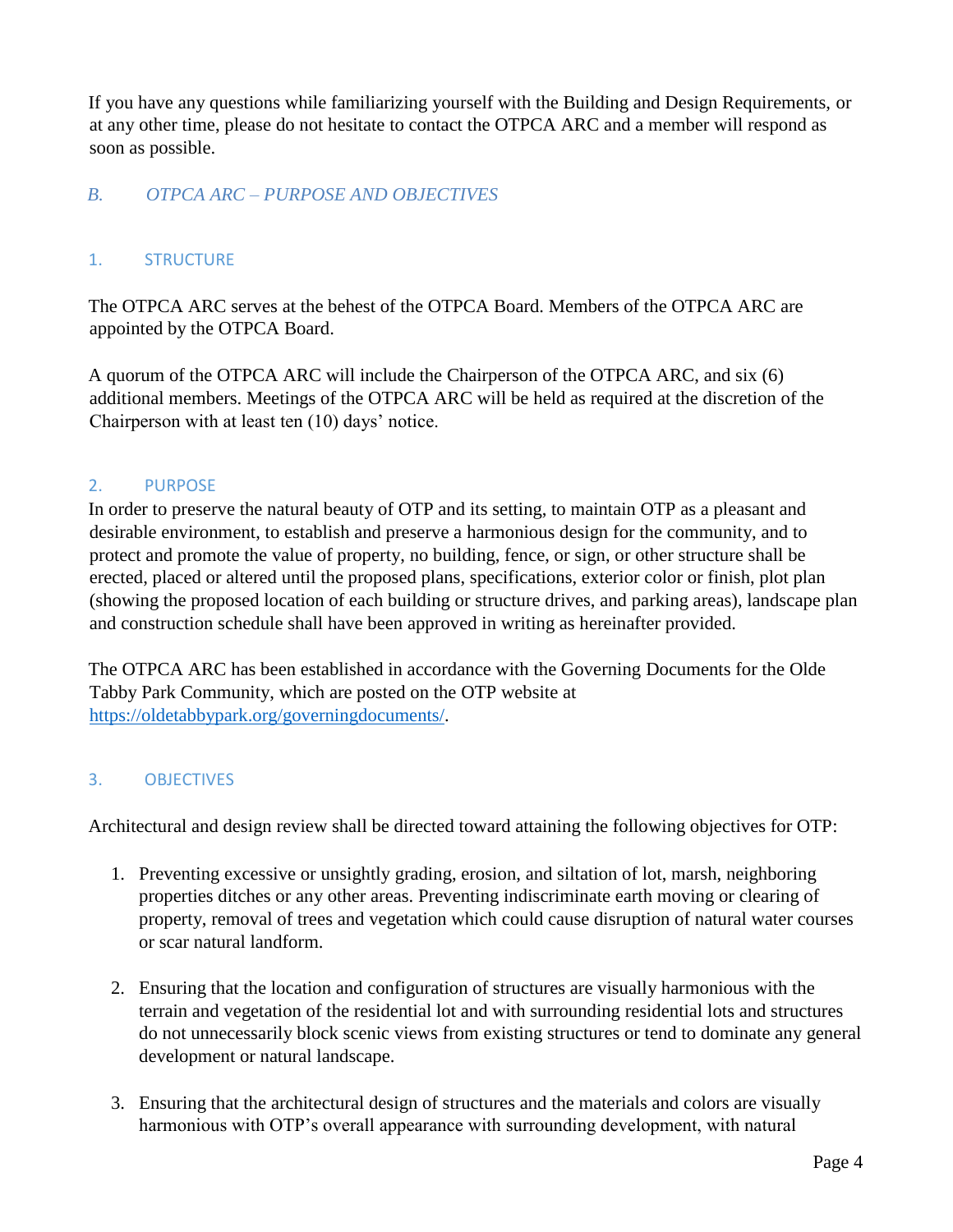If you have any questions while familiarizing yourself with the Building and Design Requirements, or at any other time, please do not hesitate to contact the OTPCA ARC and a member will respond as soon as possible.

## *B. OTPCA ARC – PURPOSE AND OBJECTIVES*

### 1. STRUCTURE

The OTPCA ARC serves at the behest of the OTPCA Board. Members of the OTPCA ARC are appointed by the OTPCA Board.

A quorum of the OTPCA ARC will include the Chairperson of the OTPCA ARC, and six (6) additional members. Meetings of the OTPCA ARC will be held as required at the discretion of the Chairperson with at least ten (10) days' notice.

### 2. PURPOSE

In order to preserve the natural beauty of OTP and its setting, to maintain OTP as a pleasant and desirable environment, to establish and preserve a harmonious design for the community, and to protect and promote the value of property, no building, fence, or sign, or other structure shall be erected, placed or altered until the proposed plans, specifications, exterior color or finish, plot plan (showing the proposed location of each building or structure drives, and parking areas), landscape plan and construction schedule shall have been approved in writing as hereinafter provided.

The OTPCA ARC has been established in accordance with the Governing Documents for the Olde Tabby Park Community, which are posted on the OTP website at https://oldetabbypark.org/governingdocuments/.

### 3. OBJECTIVES

Architectural and design review shall be directed toward attaining the following objectives for OTP:

1. Preventing excessive or unsightly grading, erosion, and siltation of lot, marsh, neighboring properties ditches or any other areas. Preventing indiscriminate earth moving or clearing of property, removal of trees and vegetation which could cause disruption of natural water courses or scar natural landform.

2. Ensuring that the location and configuration of structures are visually harmonious with the terrain and vegetation of the residential lot and with surrounding residential lots and structures do not unnecessarily block scenic views from existing structures or tend to dominate any general development or natural landscape.

3. Ensuring that the architectural design of structures and the materials and colors are visually harmonious with OTP's overall appearance with surrounding development, with natural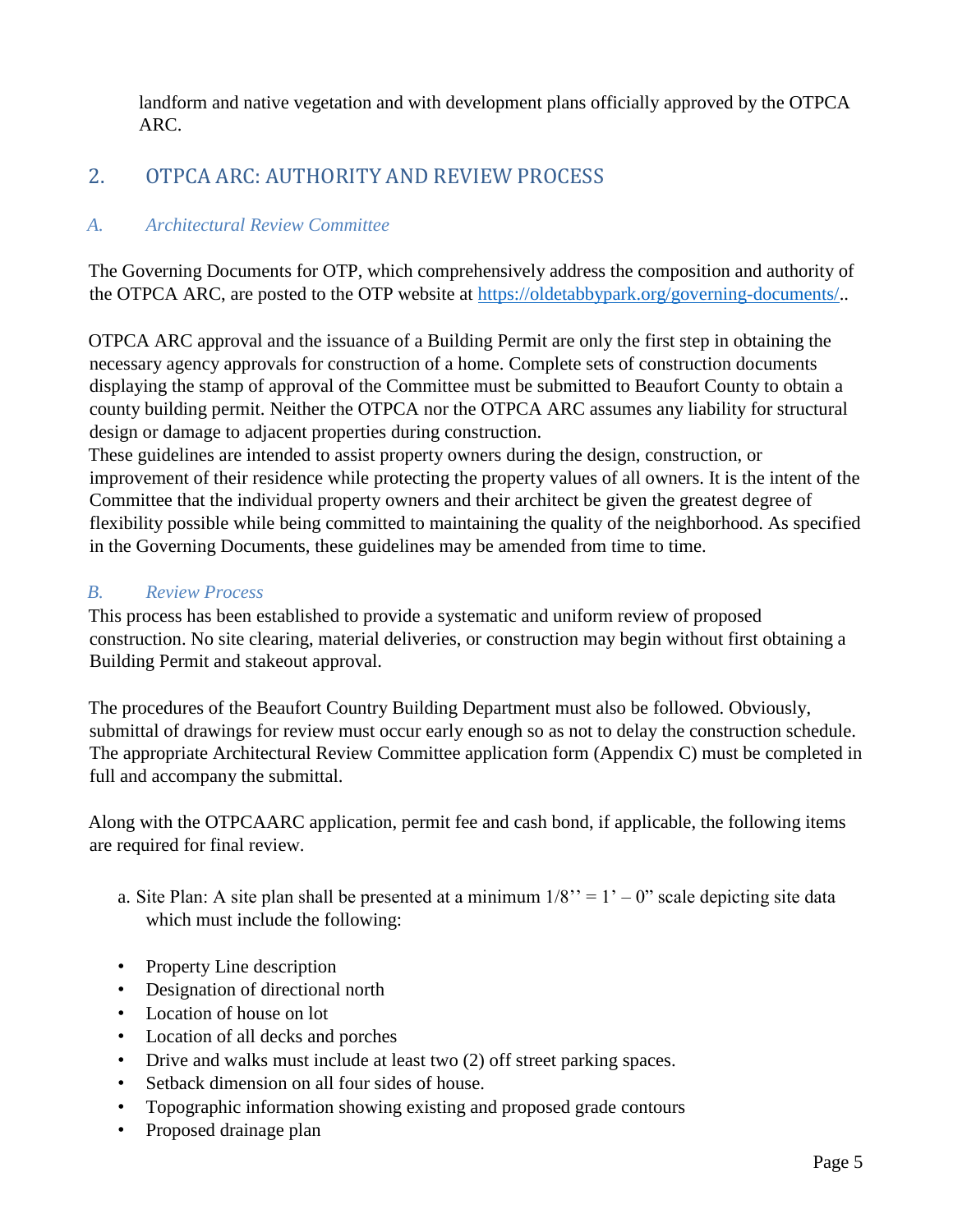landform and native vegetation and with development plans officially approved by the OTPCA ARC.

## 2. OTPCA ARC: AUTHORITY AND REVIEW PROCESS

### *A. Architectural Review Committee*

The Governing Documents for OTP, which comprehensively address the composition and authority of the OTPCA ARC, are posted to the OTP website at https://oldetabbypark.org/governing-documents/..

OTPCA ARC approval and the issuance of a Building Permit are only the first step in obtaining the necessary agency approvals for construction of a home. Complete sets of construction documents displaying the stamp of approval of the Committee must be submitted to Beaufort County to obtain a county building permit. Neither the OTPCA nor the OTPCA ARC assumes any liability for structural design or damage to adjacent properties during construction.
These guidelines are intended to assist property owners during the design, construction, or improvement of their residence while protecting the property values of all owners. It is the intent of the Committee that the individual property owners and their architect be given the greatest degree of flexibility possible while being committed to maintaining the quality of the neighborhood. As specified in the Governing Documents, these guidelines may be amended from time to time.

### *B. Review Process*

This process has been established to provide a systematic and uniform review of proposed construction. No site clearing, material deliveries, or construction may begin without first obtaining a Building Permit and stakeout approval.

The procedures of the Beaufort Country Building Department must also be followed. Obviously, submittal of drawings for review must occur early enough so as not to delay the construction schedule. The appropriate Architectural Review Committee application form (Appendix C) must be completed in full and accompany the submittal.

Along with the OTPCAARC application, permit fee and cash bond, if applicable, the following items are required for final review.

a. Site Plan: A site plan shall be presented at a minimum 1/8'' = 1' – 0" scale depicting site data which must include the following:

- Property Line description
- Designation of directional north
- Location of house on lot
- Location of all decks and porches
- Drive and walks must include at least two (2) off street parking spaces.
- Setback dimension on all four sides of house.
- Topographic information showing existing and proposed grade contours
- Proposed drainage plan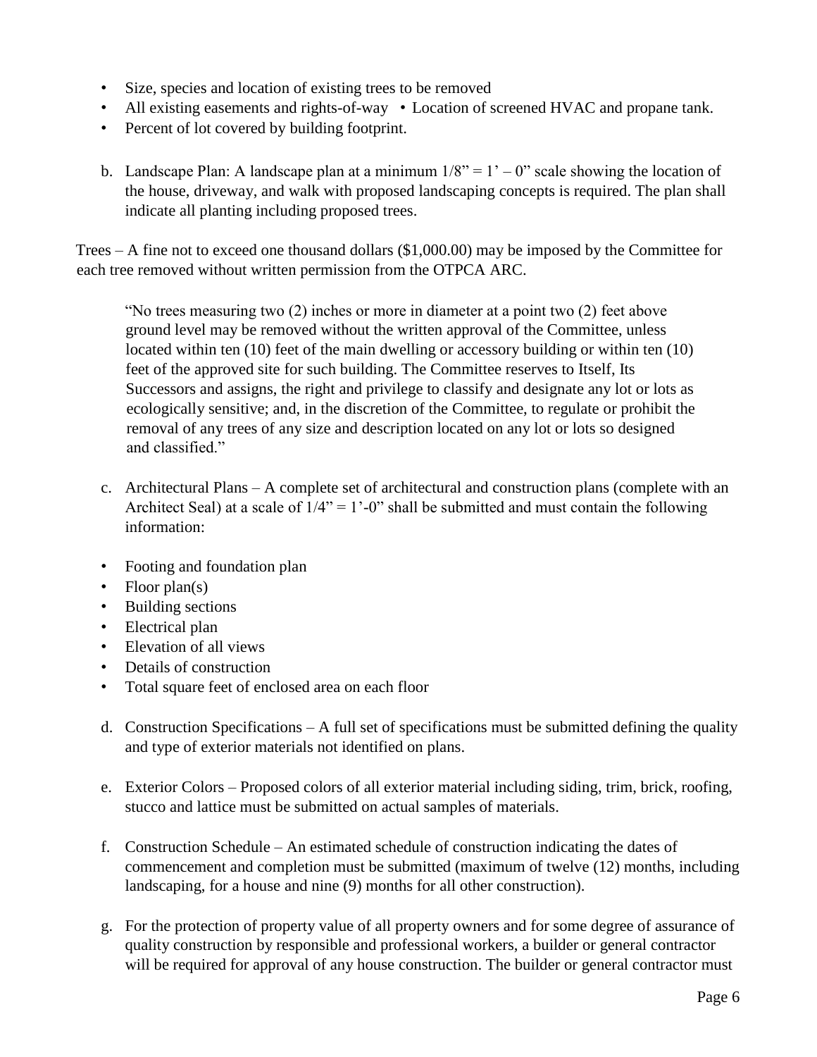- Size, species and location of existing trees to be removed
- All existing easements and rights-of-way • Location of screened HVAC and propane tank.
- Percent of lot covered by building footprint.

b. Landscape Plan: A landscape plan at a minimum 1/8" = 1' – 0" scale showing the location of the house, driveway, and walk with proposed landscaping concepts is required. The plan shall indicate all planting including proposed trees.

Trees – A fine not to exceed one thousand dollars ($1,000.00) may be imposed by the Committee for each tree removed without written permission from the OTPCA ARC.

> "No trees measuring two (2) inches or more in diameter at a point two (2) feet above ground level may be removed without the written approval of the Committee, unless located within ten (10) feet of the main dwelling or accessory building or within ten (10) feet of the approved site for such building. The Committee reserves to Itself, Its Successors and assigns, the right and privilege to classify and designate any lot or lots as ecologically sensitive; and, in the discretion of the Committee, to regulate or prohibit the removal of any trees of any size and description located on any lot or lots so designed and classified."

c. Architectural Plans – A complete set of architectural and construction plans (complete with an Architect Seal) at a scale of 1/4" = 1'-0" shall be submitted and must contain the following information:

- Footing and foundation plan
- Floor plan(s)
- Building sections
- Electrical plan
- Elevation of all views
- Details of construction
- Total square feet of enclosed area on each floor

d. Construction Specifications – A full set of specifications must be submitted defining the quality and type of exterior materials not identified on plans.

e. Exterior Colors – Proposed colors of all exterior material including siding, trim, brick, roofing, stucco and lattice must be submitted on actual samples of materials.

f. Construction Schedule – An estimated schedule of construction indicating the dates of commencement and completion must be submitted (maximum of twelve (12) months, including landscaping, for a house and nine (9) months for all other construction).

g. For the protection of property value of all property owners and for some degree of assurance of quality construction by responsible and professional workers, a builder or general contractor will be required for approval of any house construction. The builder or general contractor must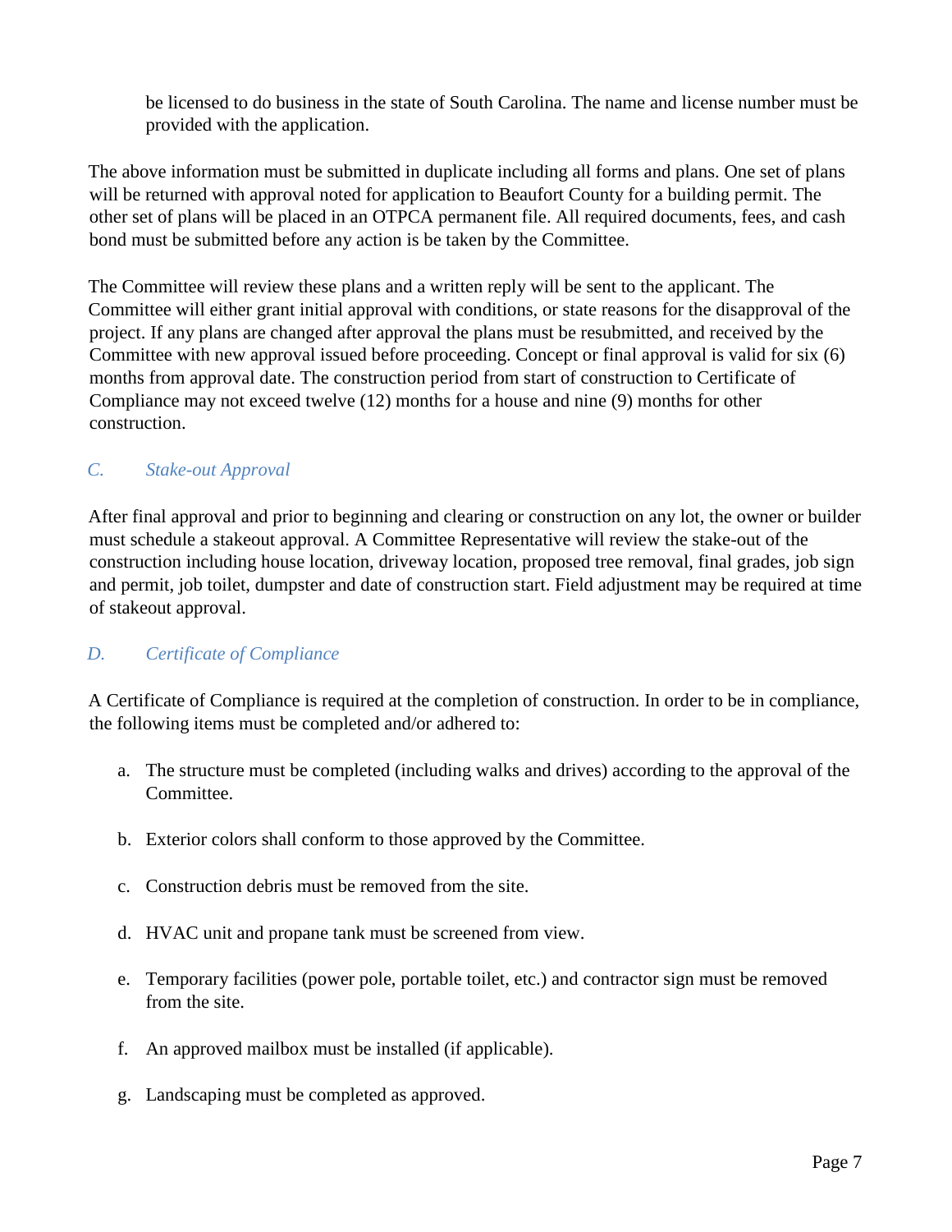be licensed to do business in the state of South Carolina. The name and license number must be provided with the application.

The above information must be submitted in duplicate including all forms and plans. One set of plans will be returned with approval noted for application to Beaufort County for a building permit. The other set of plans will be placed in an OTPCA permanent file. All required documents, fees, and cash bond must be submitted before any action is be taken by the Committee.

The Committee will review these plans and a written reply will be sent to the applicant. The Committee will either grant initial approval with conditions, or state reasons for the disapproval of the project. If any plans are changed after approval the plans must be resubmitted, and received by the Committee with new approval issued before proceeding. Concept or final approval is valid for six (6) months from approval date. The construction period from start of construction to Certificate of Compliance may not exceed twelve (12) months for a house and nine (9) months for other construction.

### *C. Stake-out Approval*

After final approval and prior to beginning and clearing or construction on any lot, the owner or builder must schedule a stakeout approval. A Committee Representative will review the stake-out of the construction including house location, driveway location, proposed tree removal, final grades, job sign and permit, job toilet, dumpster and date of construction start. Field adjustment may be required at time of stakeout approval.

### *D. Certificate of Compliance*

A Certificate of Compliance is required at the completion of construction. In order to be in compliance, the following items must be completed and/or adhered to:

a. The structure must be completed (including walks and drives) according to the approval of the Committee.

b. Exterior colors shall conform to those approved by the Committee.

c. Construction debris must be removed from the site.

d. HVAC unit and propane tank must be screened from view.

e. Temporary facilities (power pole, portable toilet, etc.) and contractor sign must be removed from the site.

f. An approved mailbox must be installed (if applicable).

g. Landscaping must be completed as approved.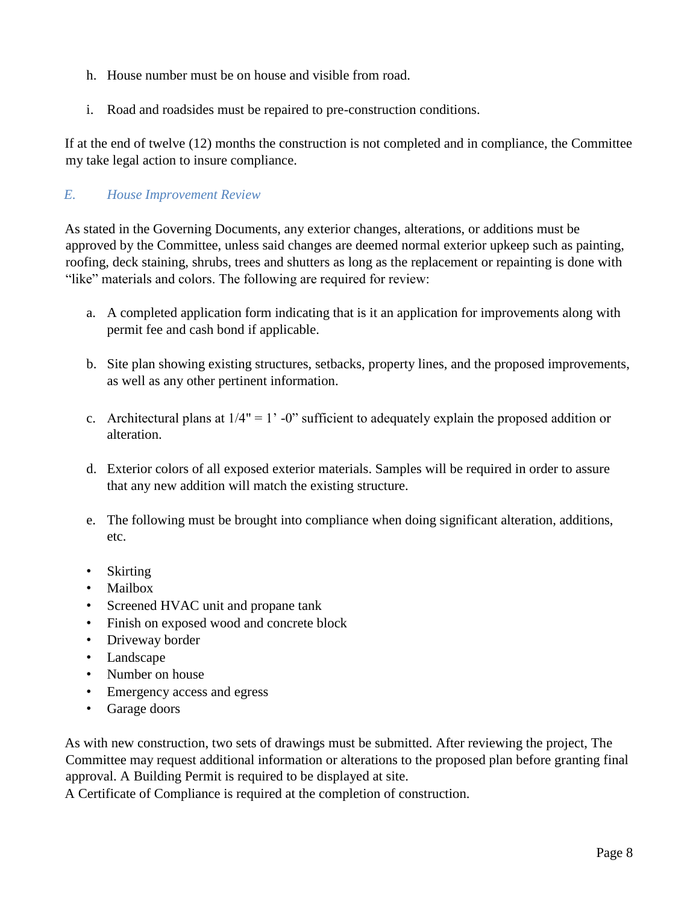h. House number must be on house and visible from road.

i. Road and roadsides must be repaired to pre-construction conditions.

If at the end of twelve (12) months the construction is not completed and in compliance, the Committee my take legal action to insure compliance.

### *E. House Improvement Review*

As stated in the Governing Documents, any exterior changes, alterations, or additions must be approved by the Committee, unless said changes are deemed normal exterior upkeep such as painting, roofing, deck staining, shrubs, trees and shutters as long as the replacement or repainting is done with "like" materials and colors. The following are required for review:

a. A completed application form indicating that is it an application for improvements along with permit fee and cash bond if applicable.

b. Site plan showing existing structures, setbacks, property lines, and the proposed improvements, as well as any other pertinent information.

c. Architectural plans at 1/4" = 1' -0" sufficient to adequately explain the proposed addition or alteration.

d. Exterior colors of all exposed exterior materials. Samples will be required in order to assure that any new addition will match the existing structure.

e. The following must be brought into compliance when doing significant alteration, additions, etc.

- Skirting
- Mailbox
- Screened HVAC unit and propane tank
- Finish on exposed wood and concrete block
- Driveway border
- Landscape
- Number on house
- Emergency access and egress
- Garage doors

As with new construction, two sets of drawings must be submitted. After reviewing the project, The Committee may request additional information or alterations to the proposed plan before granting final approval. A Building Permit is required to be displayed at site.
A Certificate of Compliance is required at the completion of construction.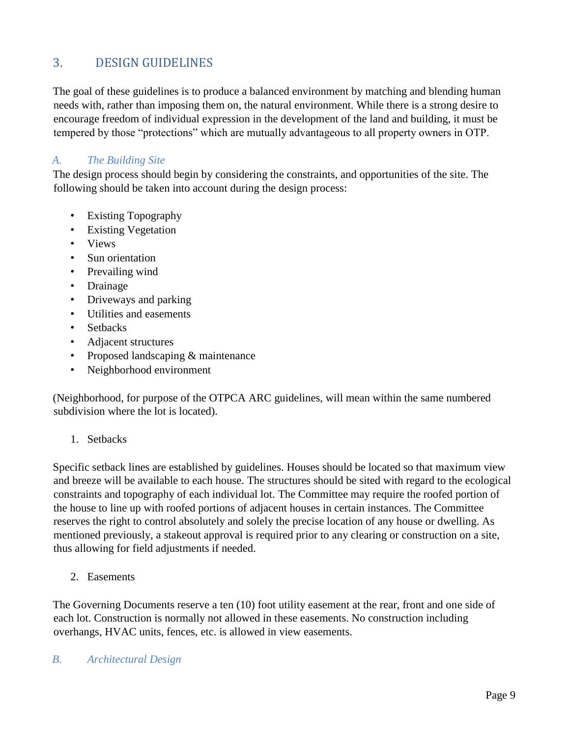## 3. DESIGN GUIDELINES

The goal of these guidelines is to produce a balanced environment by matching and blending human needs with, rather than imposing them on, the natural environment. While there is a strong desire to encourage freedom of individual expression in the development of the land and building, it must be tempered by those "protections" which are mutually advantageous to all property owners in OTP.

### *A. The Building Site*

The design process should begin by considering the constraints, and opportunities of the site. The following should be taken into account during the design process:

- Existing Topography
- Existing Vegetation
- Views
- Sun orientation
- Prevailing wind
- Drainage
- Driveways and parking
- Utilities and easements
- Setbacks
- Adjacent structures
- Proposed landscaping & maintenance
- Neighborhood environment

(Neighborhood, for purpose of the OTPCA ARC guidelines, will mean within the same numbered subdivision where the lot is located).

1. Setbacks

Specific setback lines are established by guidelines. Houses should be located so that maximum view and breeze will be available to each house. The structures should be sited with regard to the ecological constraints and topography of each individual lot. The Committee may require the roofed portion of the house to line up with roofed portions of adjacent houses in certain instances. The Committee reserves the right to control absolutely and solely the precise location of any house or dwelling. As mentioned previously, a stakeout approval is required prior to any clearing or construction on a site, thus allowing for field adjustments if needed.

2. Easements

The Governing Documents reserve a ten (10) foot utility easement at the rear, front and one side of each lot. Construction is normally not allowed in these easements. No construction including overhangs, HVAC units, fences, etc. is allowed in view easements.

### *B. Architectural Design*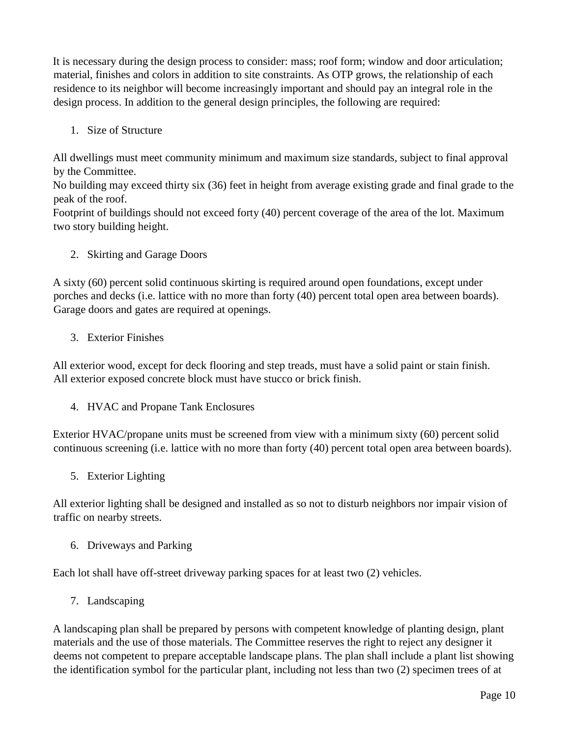It is necessary during the design process to consider: mass; roof form; window and door articulation; material, finishes and colors in addition to site constraints. As OTP grows, the relationship of each residence to its neighbor will become increasingly important and should pay an integral role in the design process. In addition to the general design principles, the following are required:

1. Size of Structure

All dwellings must meet community minimum and maximum size standards, subject to final approval by the Committee.
No building may exceed thirty six (36) feet in height from average existing grade and final grade to the peak of the roof.
Footprint of buildings should not exceed forty (40) percent coverage of the area of the lot. Maximum two story building height.

2. Skirting and Garage Doors

A sixty (60) percent solid continuous skirting is required around open foundations, except under porches and decks (i.e. lattice with no more than forty (40) percent total open area between boards). Garage doors and gates are required at openings.

3. Exterior Finishes

All exterior wood, except for deck flooring and step treads, must have a solid paint or stain finish. All exterior exposed concrete block must have stucco or brick finish.

4. HVAC and Propane Tank Enclosures

Exterior HVAC/propane units must be screened from view with a minimum sixty (60) percent solid continuous screening (i.e. lattice with no more than forty (40) percent total open area between boards).

5. Exterior Lighting

All exterior lighting shall be designed and installed as so not to disturb neighbors nor impair vision of traffic on nearby streets.

6. Driveways and Parking

Each lot shall have off-street driveway parking spaces for at least two (2) vehicles.

7. Landscaping

A landscaping plan shall be prepared by persons with competent knowledge of planting design, plant materials and the use of those materials. The Committee reserves the right to reject any designer it deems not competent to prepare acceptable landscape plans. The plan shall include a plant list showing the identification symbol for the particular plant, including not less than two (2) specimen trees of at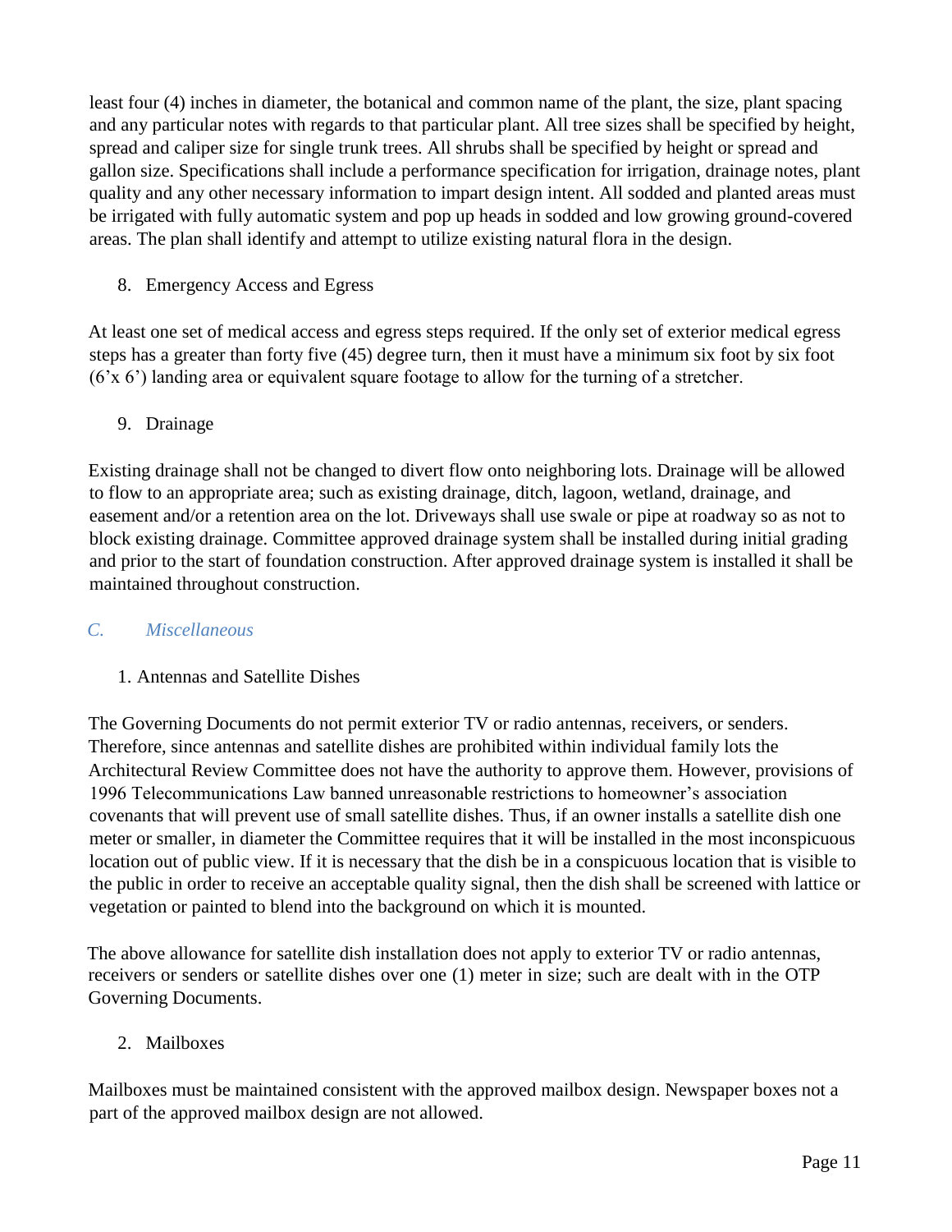least four (4) inches in diameter, the botanical and common name of the plant, the size, plant spacing and any particular notes with regards to that particular plant. All tree sizes shall be specified by height, spread and caliper size for single trunk trees. All shrubs shall be specified by height or spread and gallon size. Specifications shall include a performance specification for irrigation, drainage notes, plant quality and any other necessary information to impart design intent. All sodded and planted areas must be irrigated with fully automatic system and pop up heads in sodded and low growing ground-covered areas. The plan shall identify and attempt to utilize existing natural flora in the design.

8. Emergency Access and Egress

At least one set of medical access and egress steps required. If the only set of exterior medical egress steps has a greater than forty five (45) degree turn, then it must have a minimum six foot by six foot (6'x 6') landing area or equivalent square footage to allow for the turning of a stretcher.

9. Drainage

Existing drainage shall not be changed to divert flow onto neighboring lots. Drainage will be allowed to flow to an appropriate area; such as existing drainage, ditch, lagoon, wetland, drainage, and easement and/or a retention area on the lot. Driveways shall use swale or pipe at roadway so as not to block existing drainage. Committee approved drainage system shall be installed during initial grading and prior to the start of foundation construction. After approved drainage system is installed it shall be maintained throughout construction.

## *C. Miscellaneous*

1. Antennas and Satellite Dishes

The Governing Documents do not permit exterior TV or radio antennas, receivers, or senders. Therefore, since antennas and satellite dishes are prohibited within individual family lots the Architectural Review Committee does not have the authority to approve them. However, provisions of 1996 Telecommunications Law banned unreasonable restrictions to homeowner's association covenants that will prevent use of small satellite dishes. Thus, if an owner installs a satellite dish one meter or smaller, in diameter the Committee requires that it will be installed in the most inconspicuous location out of public view. If it is necessary that the dish be in a conspicuous location that is visible to the public in order to receive an acceptable quality signal, then the dish shall be screened with lattice or vegetation or painted to blend into the background on which it is mounted.

The above allowance for satellite dish installation does not apply to exterior TV or radio antennas, receivers or senders or satellite dishes over one (1) meter in size; such are dealt with in the OTP Governing Documents.

2. Mailboxes

Mailboxes must be maintained consistent with the approved mailbox design. Newspaper boxes not a part of the approved mailbox design are not allowed.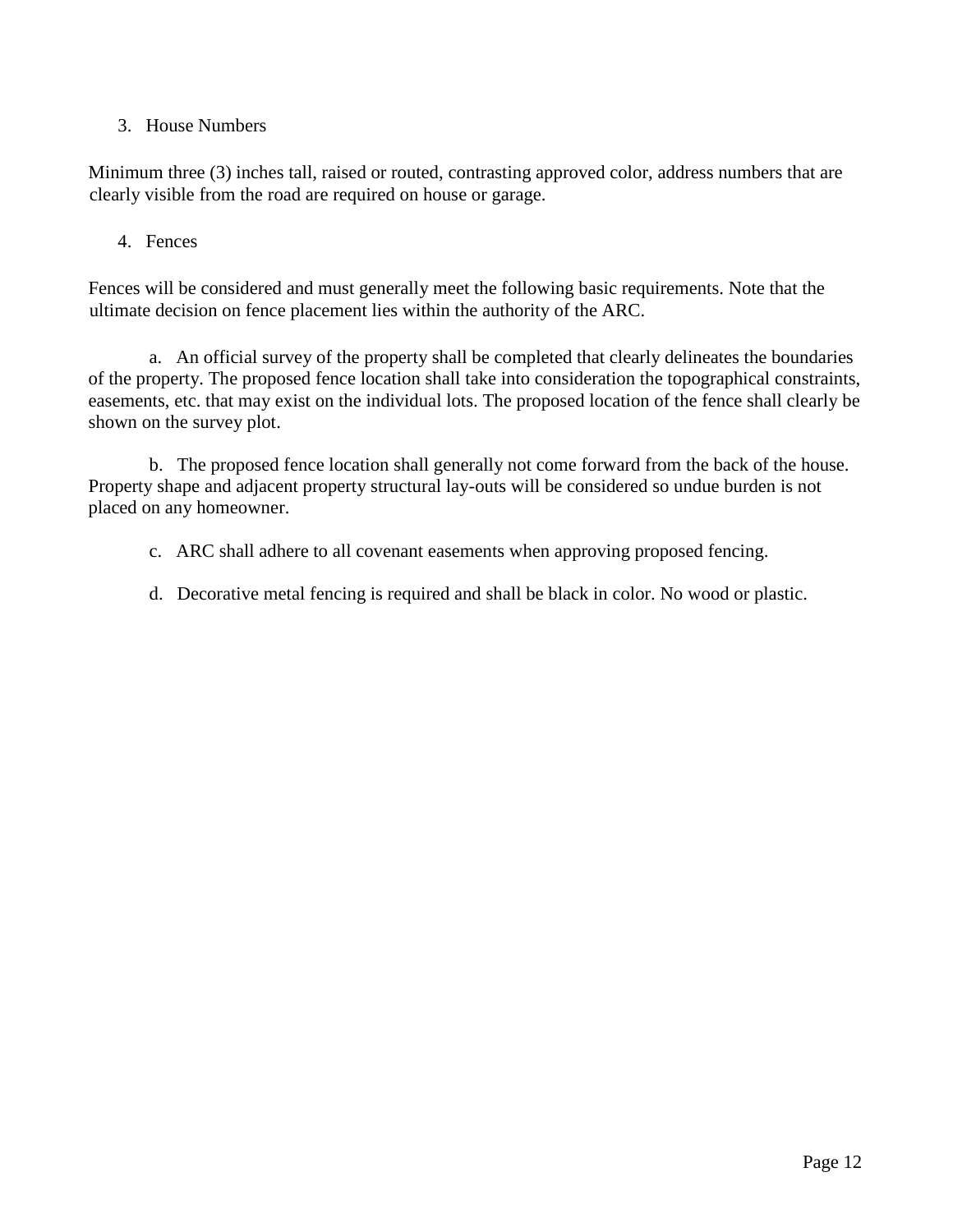3. House Numbers

Minimum three (3) inches tall, raised or routed, contrasting approved color, address numbers that are clearly visible from the road are required on house or garage.

4. Fences

Fences will be considered and must generally meet the following basic requirements. Note that the ultimate decision on fence placement lies within the authority of the ARC.

a. An official survey of the property shall be completed that clearly delineates the boundaries of the property. The proposed fence location shall take into consideration the topographical constraints, easements, etc. that may exist on the individual lots. The proposed location of the fence shall clearly be shown on the survey plot.

b. The proposed fence location shall generally not come forward from the back of the house. Property shape and adjacent property structural lay-outs will be considered so undue burden is not placed on any homeowner.

c. ARC shall adhere to all covenant easements when approving proposed fencing.

d. Decorative metal fencing is required and shall be black in color. No wood or plastic.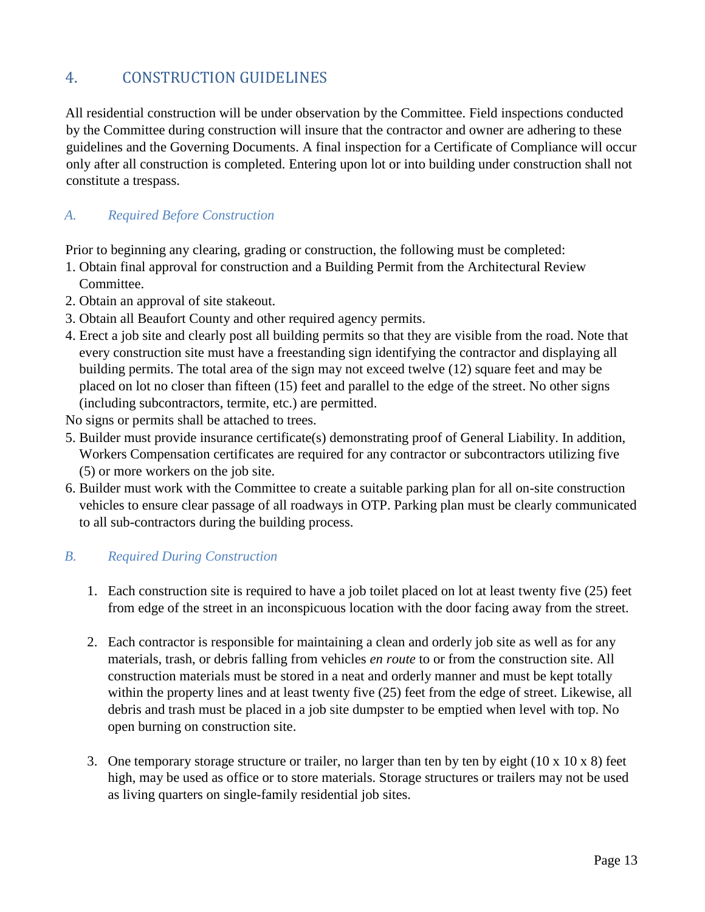## 4. CONSTRUCTION GUIDELINES

All residential construction will be under observation by the Committee. Field inspections conducted by the Committee during construction will insure that the contractor and owner are adhering to these guidelines and the Governing Documents. A final inspection for a Certificate of Compliance will occur only after all construction is completed. Entering upon lot or into building under construction shall not constitute a trespass.

### *A. Required Before Construction*

Prior to beginning any clearing, grading or construction, the following must be completed:

1. Obtain final approval for construction and a Building Permit from the Architectural Review Committee.
2. Obtain an approval of site stakeout.
3. Obtain all Beaufort County and other required agency permits.
4. Erect a job site and clearly post all building permits so that they are visible from the road. Note that every construction site must have a freestanding sign identifying the contractor and displaying all building permits. The total area of the sign may not exceed twelve (12) square feet and may be placed on lot no closer than fifteen (15) feet and parallel to the edge of the street. No other signs (including subcontractors, termite, etc.) are permitted.

No signs or permits shall be attached to trees.

5. Builder must provide insurance certificate(s) demonstrating proof of General Liability. In addition, Workers Compensation certificates are required for any contractor or subcontractors utilizing five (5) or more workers on the job site.
6. Builder must work with the Committee to create a suitable parking plan for all on-site construction vehicles to ensure clear passage of all roadways in OTP. Parking plan must be clearly communicated to all sub-contractors during the building process.

### *B. Required During Construction*

1. Each construction site is required to have a job toilet placed on lot at least twenty five (25) feet from edge of the street in an inconspicuous location with the door facing away from the street.

2. Each contractor is responsible for maintaining a clean and orderly job site as well as for any materials, trash, or debris falling from vehicles *en route* to or from the construction site. All construction materials must be stored in a neat and orderly manner and must be kept totally within the property lines and at least twenty five (25) feet from the edge of street. Likewise, all debris and trash must be placed in a job site dumpster to be emptied when level with top. No open burning on construction site.

3. One temporary storage structure or trailer, no larger than ten by ten by eight (10 x 10 x 8) feet high, may be used as office or to store materials. Storage structures or trailers may not be used as living quarters on single-family residential job sites.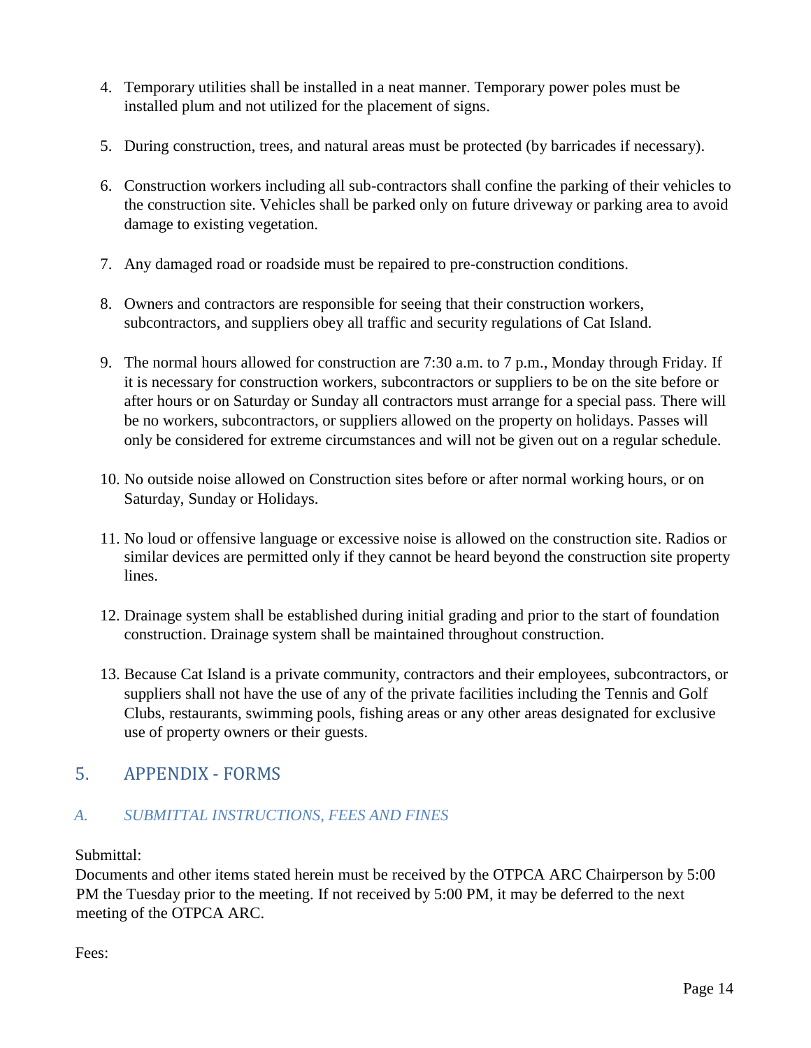4. Temporary utilities shall be installed in a neat manner. Temporary power poles must be installed plum and not utilized for the placement of signs.

5. During construction, trees, and natural areas must be protected (by barricades if necessary).

6. Construction workers including all sub-contractors shall confine the parking of their vehicles to the construction site. Vehicles shall be parked only on future driveway or parking area to avoid damage to existing vegetation.

7. Any damaged road or roadside must be repaired to pre-construction conditions.

8. Owners and contractors are responsible for seeing that their construction workers, subcontractors, and suppliers obey all traffic and security regulations of Cat Island.

9. The normal hours allowed for construction are 7:30 a.m. to 7 p.m., Monday through Friday. If it is necessary for construction workers, subcontractors or suppliers to be on the site before or after hours or on Saturday or Sunday all contractors must arrange for a special pass. There will be no workers, subcontractors, or suppliers allowed on the property on holidays. Passes will only be considered for extreme circumstances and will not be given out on a regular schedule.

10. No outside noise allowed on Construction sites before or after normal working hours, or on Saturday, Sunday or Holidays.

11. No loud or offensive language or excessive noise is allowed on the construction site. Radios or similar devices are permitted only if they cannot be heard beyond the construction site property lines.

12. Drainage system shall be established during initial grading and prior to the start of foundation construction. Drainage system shall be maintained throughout construction.

13. Because Cat Island is a private community, contractors and their employees, subcontractors, or suppliers shall not have the use of any of the private facilities including the Tennis and Golf Clubs, restaurants, swimming pools, fishing areas or any other areas designated for exclusive use of property owners or their guests.

## 5. APPENDIX - FORMS

### *A. SUBMITTAL INSTRUCTIONS, FEES AND FINES*

Submittal:

Documents and other items stated herein must be received by the OTPCA ARC Chairperson by 5:00 PM the Tuesday prior to the meeting. If not received by 5:00 PM, it may be deferred to the next meeting of the OTPCA ARC.

Fees: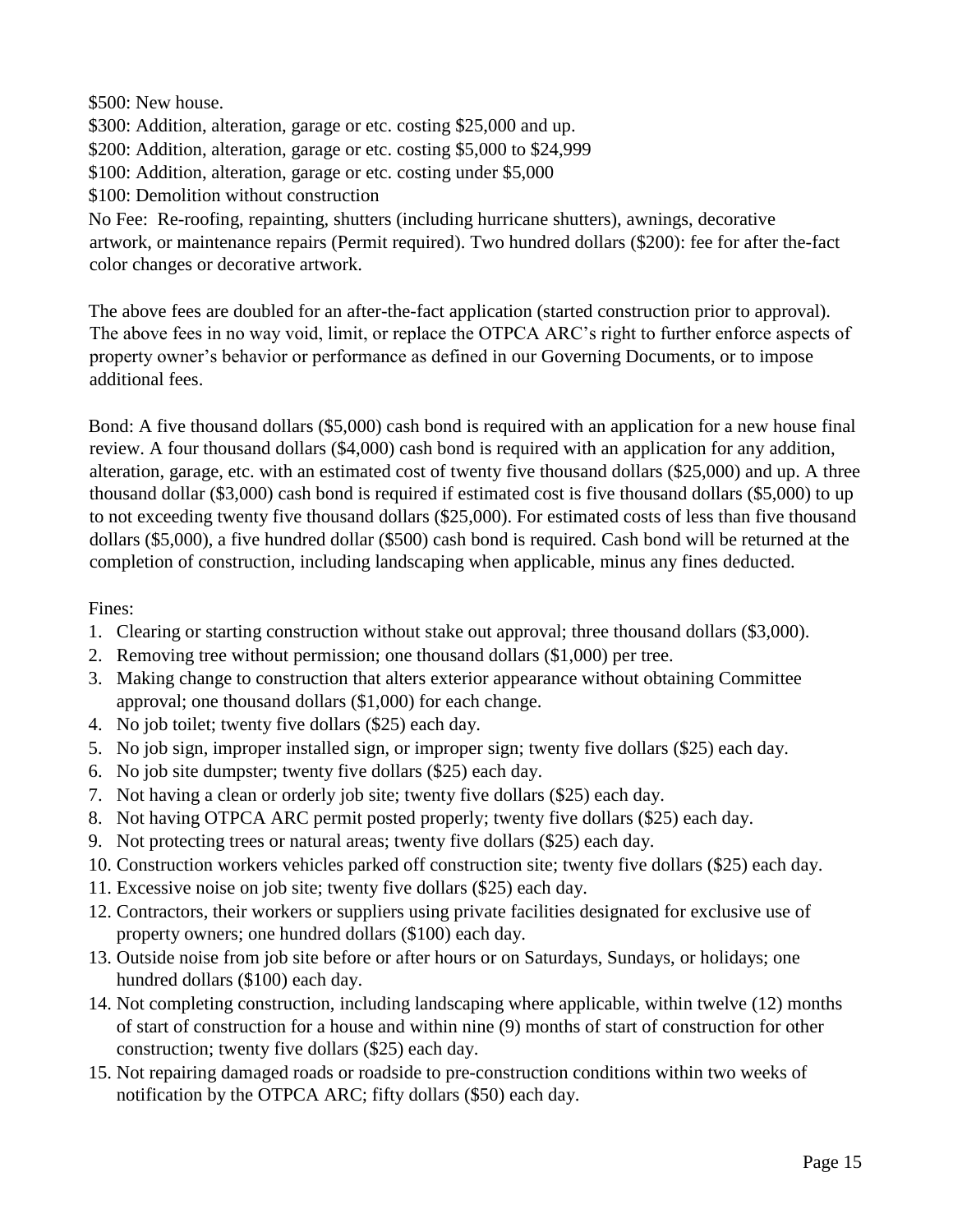$500: New house.
$300: Addition, alteration, garage or etc. costing $25,000 and up.
$200: Addition, alteration, garage or etc. costing $5,000 to $24,999
$100: Addition, alteration, garage or etc. costing under $5,000
$100: Demolition without construction
No Fee: Re-roofing, repainting, shutters (including hurricane shutters), awnings, decorative artwork, or maintenance repairs (Permit required). Two hundred dollars ($200): fee for after the-fact color changes or decorative artwork.

The above fees are doubled for an after-the-fact application (started construction prior to approval). The above fees in no way void, limit, or replace the OTPCA ARC's right to further enforce aspects of property owner's behavior or performance as defined in our Governing Documents, or to impose additional fees.

Bond: A five thousand dollars ($5,000) cash bond is required with an application for a new house final review. A four thousand dollars ($4,000) cash bond is required with an application for any addition, alteration, garage, etc. with an estimated cost of twenty five thousand dollars ($25,000) and up. A three thousand dollar ($3,000) cash bond is required if estimated cost is five thousand dollars ($5,000) to up to not exceeding twenty five thousand dollars ($25,000). For estimated costs of less than five thousand dollars ($5,000), a five hundred dollar ($500) cash bond is required. Cash bond will be returned at the completion of construction, including landscaping when applicable, minus any fines deducted.

Fines:

1. Clearing or starting construction without stake out approval; three thousand dollars ($3,000).
2. Removing tree without permission; one thousand dollars ($1,000) per tree.
3. Making change to construction that alters exterior appearance without obtaining Committee approval; one thousand dollars ($1,000) for each change.
4. No job toilet; twenty five dollars ($25) each day.
5. No job sign, improper installed sign, or improper sign; twenty five dollars ($25) each day.
6. No job site dumpster; twenty five dollars ($25) each day.
7. Not having a clean or orderly job site; twenty five dollars ($25) each day.
8. Not having OTPCA ARC permit posted properly; twenty five dollars ($25) each day.
9. Not protecting trees or natural areas; twenty five dollars ($25) each day.
10. Construction workers vehicles parked off construction site; twenty five dollars ($25) each day.
11. Excessive noise on job site; twenty five dollars ($25) each day.
12. Contractors, their workers or suppliers using private facilities designated for exclusive use of property owners; one hundred dollars ($100) each day.
13. Outside noise from job site before or after hours or on Saturdays, Sundays, or holidays; one hundred dollars ($100) each day.
14. Not completing construction, including landscaping where applicable, within twelve (12) months of start of construction for a house and within nine (9) months of start of construction for other construction; twenty five dollars ($25) each day.
15. Not repairing damaged roads or roadside to pre-construction conditions within two weeks of notification by the OTPCA ARC; fifty dollars ($50) each day.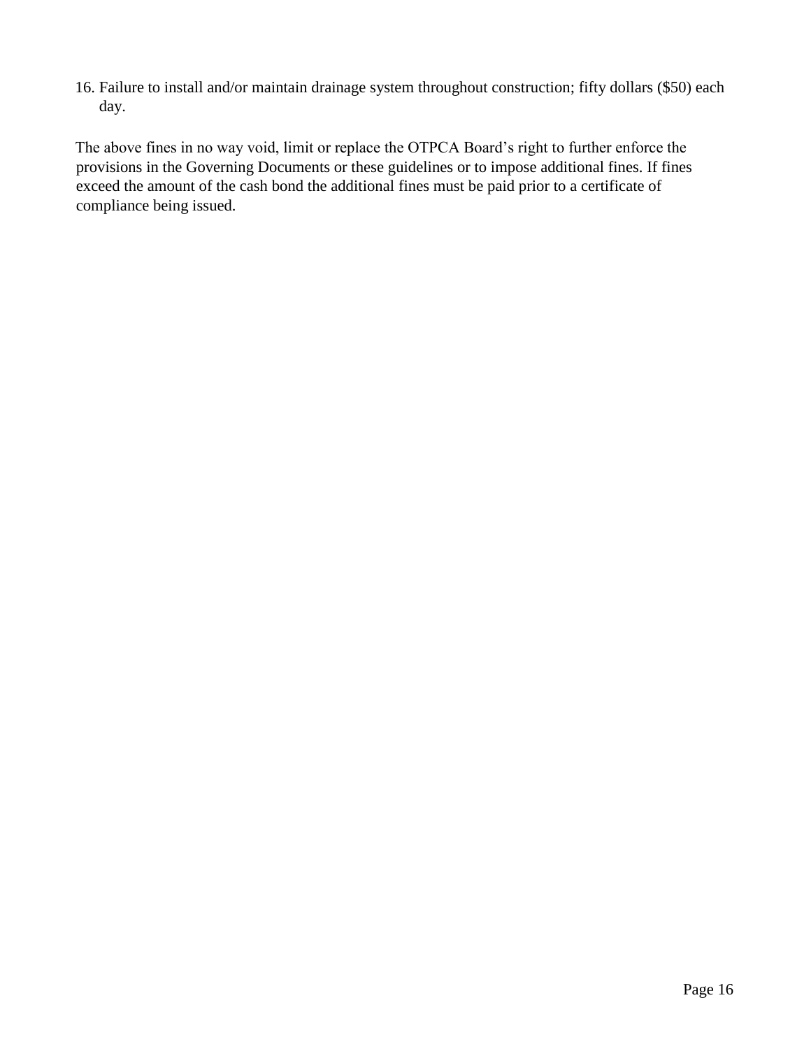16. Failure to install and/or maintain drainage system throughout construction; fifty dollars ($50) each day.

The above fines in no way void, limit or replace the OTPCA Board's right to further enforce the provisions in the Governing Documents or these guidelines or to impose additional fines. If fines exceed the amount of the cash bond the additional fines must be paid prior to a certificate of compliance being issued.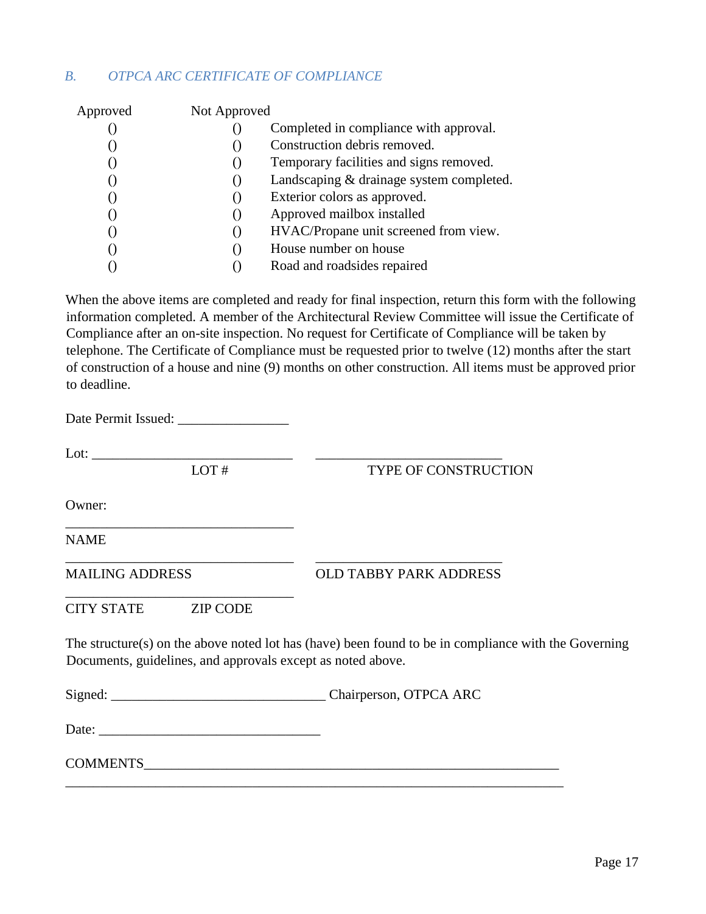### *B. OTPCA ARC CERTIFICATE OF COMPLIANCE*

| Approved | Not Approved | |
|---|---|---|
| () | () | Completed in compliance with approval. |
| () | () | Construction debris removed. |
| () | () | Temporary facilities and signs removed. |
| () | () | Landscaping & drainage system completed. |
| () | () | Exterior colors as approved. |
| () | () | Approved mailbox installed |
| () | () | HVAC/Propane unit screened from view. |
| () | () | House number on house |
| () | () | Road and roadsides repaired |

When the above items are completed and ready for final inspection, return this form with the following information completed. A member of the Architectural Review Committee will issue the Certificate of Compliance after an on-site inspection. No request for Certificate of Compliance will be taken by telephone. The Certificate of Compliance must be requested prior to twelve (12) months after the start of construction of a house and nine (9) months on other construction. All items must be approved prior to deadline.

Date Permit Issued: ________________

Lot: ______________________________ ___________________________

LOT # TYPE OF CONSTRUCTION

Owner:

_________________________________

NAME

_________________________________ ___________________________

MAILING ADDRESS OLD TABBY PARK ADDRESS

_________________________________

CITY STATE ZIP CODE

The structure(s) on the above noted lot has (have) been found to be in compliance with the Governing Documents, guidelines, and approvals except as noted above.

Signed: _______________________________ Chairperson, OTPCA ARC

Date: ________________________________

COMMENTS_____________________________________________________________

_________________________________________________________________________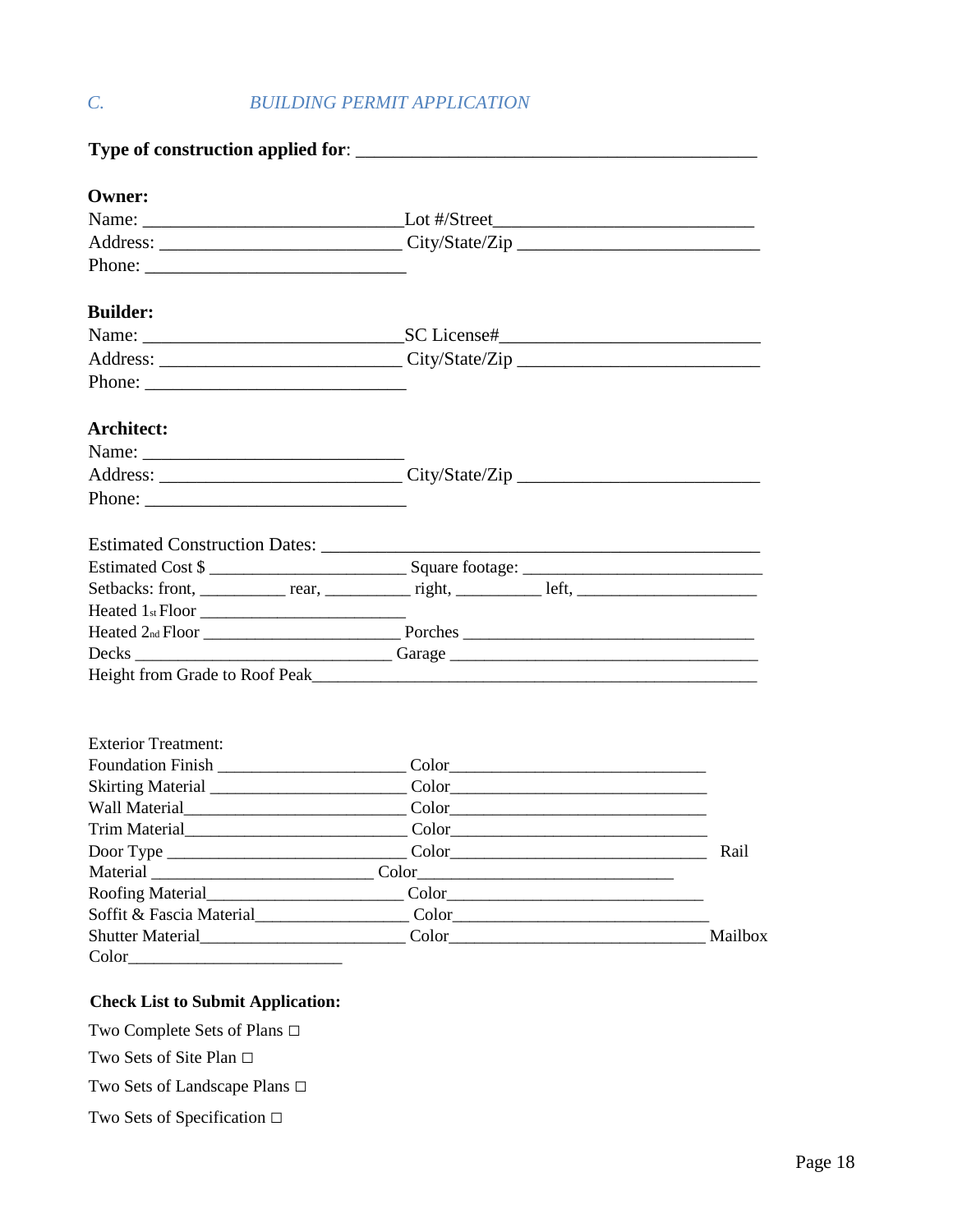## C. *BUILDING PERMIT APPLICATION*

**Type of construction applied for**: ___________________________________________

**Owner:**

Name: ___________________________ Lot #/Street ___________________________

Address: _________________________ City/State/Zip _________________________

Phone: ___________________________

**Builder:**

Name: ___________________________ SC License# ___________________________

Address: _________________________ City/State/Zip _________________________

Phone: ___________________________

**Architect:**

Name: ___________________________

Address: _________________________ City/State/Zip _________________________

Phone: ___________________________

Estimated Construction Dates: ___________________________________________

Estimated Cost $ ______________________ Square footage: ___________________________

Setbacks: front, __________ rear, __________ right, __________ left, ____________________

Heated 1st Floor ________________________

Heated 2nd Floor ______________________ Porches _________________________________

Decks ______________________________ Garage ___________________________________

Height from Grade to Roof Peak_____________________________________________________

Exterior Treatment:

Foundation Finish ______________________ Color______________________________

Skirting Material _______________________ Color______________________________

Wall Material__________________________ Color______________________________

Trim Material__________________________ Color______________________________

Door Type ____________________________ Color______________________________ Rail

Material __________________________ Color______________________________

Roofing Material_______________________ Color______________________________

Soffit & Fascia Material__________________ Color______________________________

Shutter Material________________________ Color______________________________ Mailbox

Color_________________________

**Check List to Submit Application:**

Two Complete Sets of Plans □

Two Sets of Site Plan □

Two Sets of Landscape Plans □

Two Sets of Specification □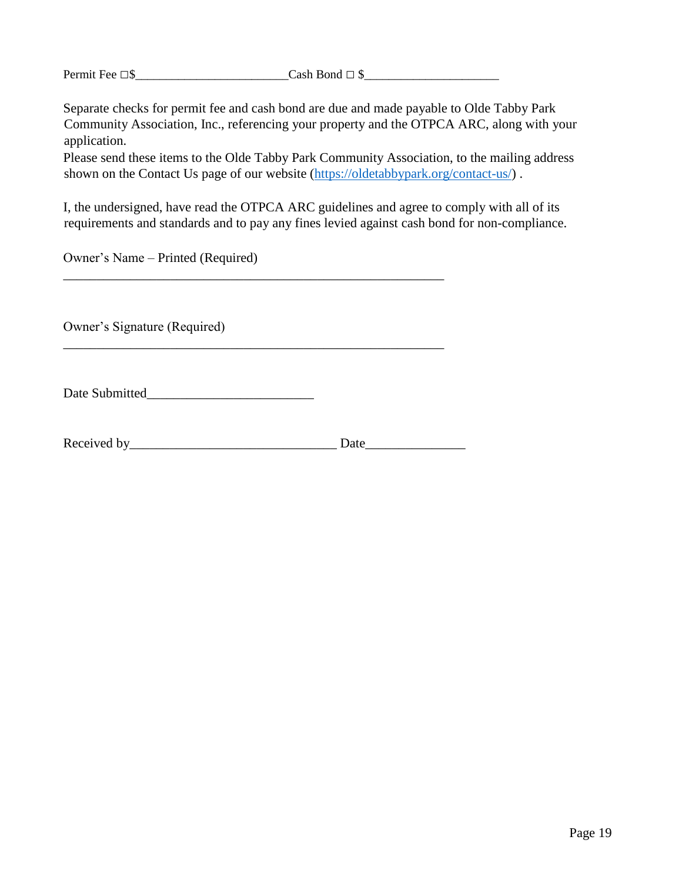Permit Fee □$________________________Cash Bond □ $_____________________

Separate checks for permit fee and cash bond are due and made payable to Olde Tabby Park Community Association, Inc., referencing your property and the OTPCA ARC, along with your application.
Please send these items to the Olde Tabby Park Community Association, to the mailing address shown on the Contact Us page of our website (https://oldetabbypark.org/contact-us/) .

I, the undersigned, have read the OTPCA ARC guidelines and agree to comply with all of its requirements and standards and to pay any fines levied against cash bond for non-compliance.

Owner's Name – Printed (Required)

____________________________________________________________

Owner's Signature (Required)

____________________________________________________________

Date Submitted________________________

Received by_____________________________ Date______________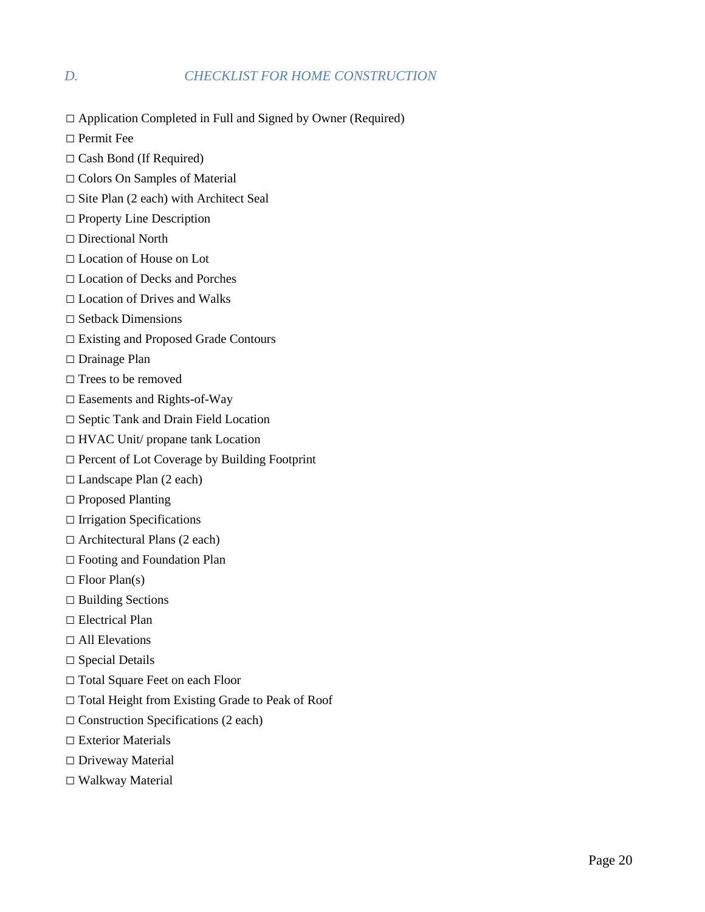## *D. CHECKLIST FOR HOME CONSTRUCTION*

□ Application Completed in Full and Signed by Owner (Required)

□ Permit Fee

□ Cash Bond (If Required)

□ Colors On Samples of Material

□ Site Plan (2 each) with Architect Seal

□ Property Line Description

□ Directional North

□ Location of House on Lot

□ Location of Decks and Porches

□ Location of Drives and Walks

□ Setback Dimensions

□ Existing and Proposed Grade Contours

□ Drainage Plan

□ Trees to be removed

□ Easements and Rights-of-Way

□ Septic Tank and Drain Field Location

□ HVAC Unit/ propane tank Location

□ Percent of Lot Coverage by Building Footprint

□ Landscape Plan (2 each)

□ Proposed Planting

□ Irrigation Specifications

□ Architectural Plans (2 each)

□ Footing and Foundation Plan

□ Floor Plan(s)

□ Building Sections

□ Electrical Plan

□ All Elevations

□ Special Details

□ Total Square Feet on each Floor

□ Total Height from Existing Grade to Peak of Roof

□ Construction Specifications (2 each)

□ Exterior Materials

□ Driveway Material

□ Walkway Material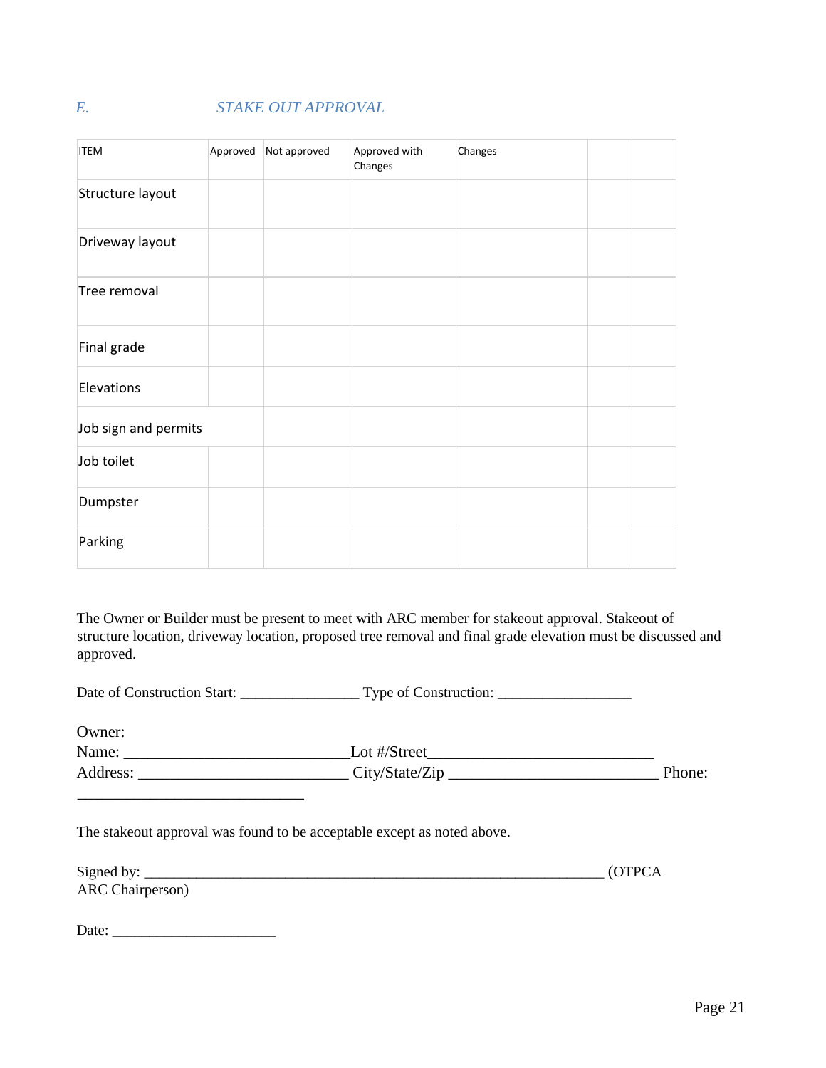## *E. STAKE OUT APPROVAL*

| ITEM | Approved | Not approved | Approved with Changes | Changes | | |
|---|---|---|---|---|---|---|
| Structure layout | | | | | | |
| Driveway layout | | | | | | |
| Tree removal | | | | | | |
| Final grade | | | | | | |
| Elevations | | | | | | |
| Job sign and permits | | | | | | |
| Job toilet | | | | | | |
| Dumpster | | | | | | |
| Parking | | | | | | |

The Owner or Builder must be present to meet with ARC member for stakeout approval. Stakeout of structure location, driveway location, proposed tree removal and final grade elevation must be discussed and approved.

Date of Construction Start: ________________ Type of Construction: __________________

Owner:
Name: ____________________________Lot #/Street____________________________
Address: ___________________________ City/State/Zip ___________________________ Phone: ____________________________

The stakeout approval was found to be acceptable except as noted above.

Signed by: _______________________________________________________________ (OTPCA ARC Chairperson)

Date: ______________________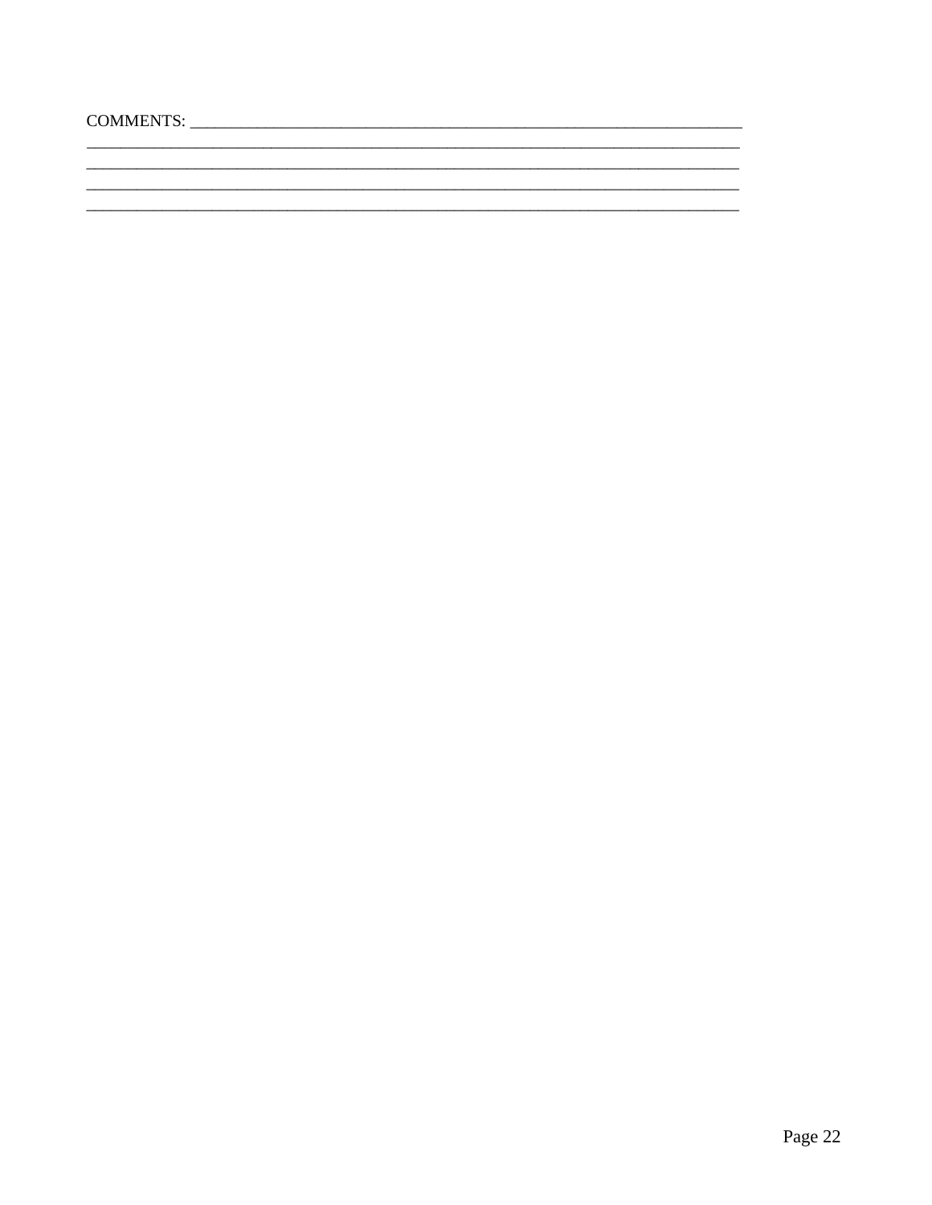COMMENTS: ___________________________________________________________________________
________________________________________________________________________________________
________________________________________________________________________________________
________________________________________________________________________________________
________________________________________________________________________________________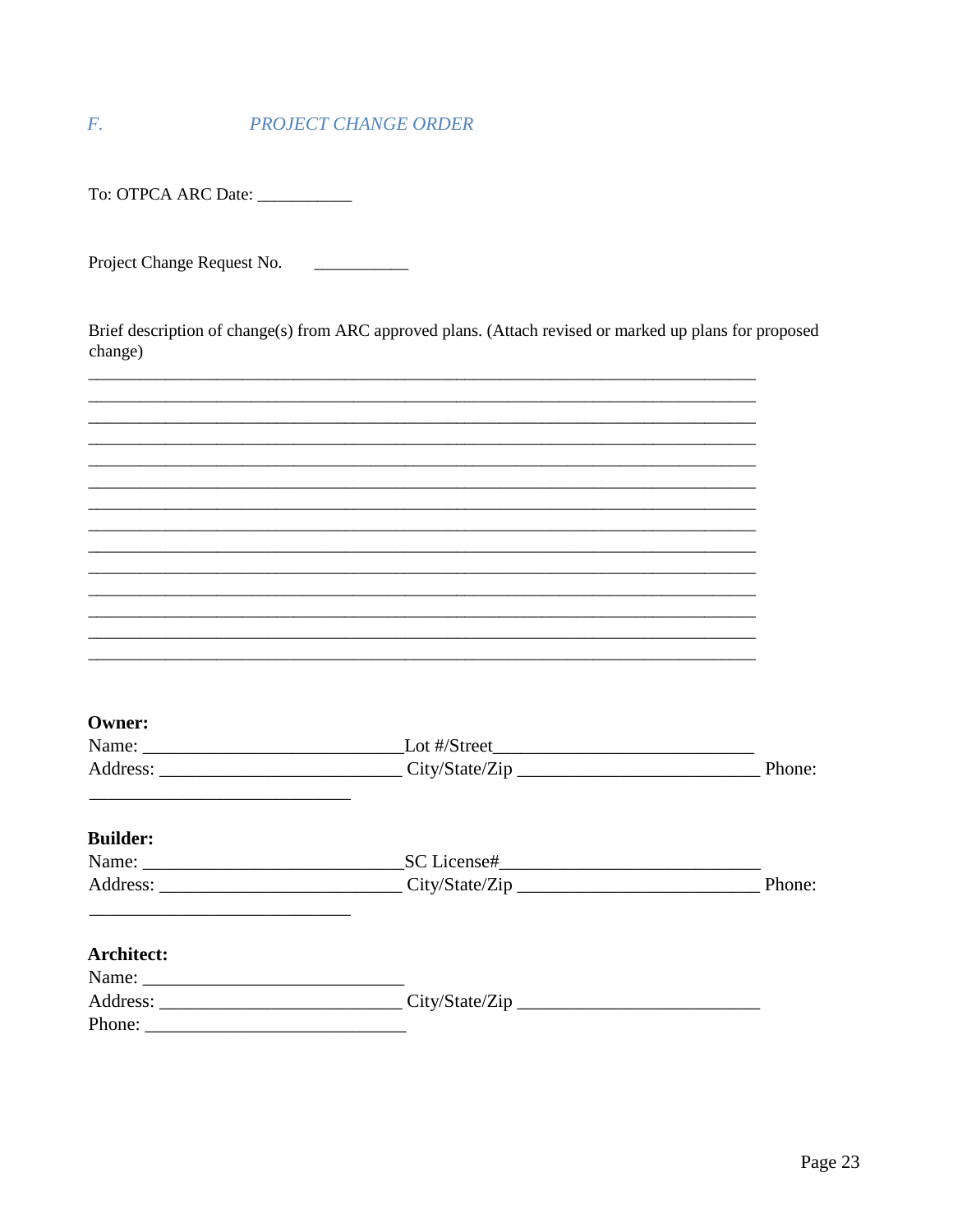## *F. PROJECT CHANGE ORDER*

To: OTPCA ARC Date: ___________

Project Change Request No. ___________

Brief description of change(s) from ARC approved plans. (Attach revised or marked up plans for proposed change)

___________________________________________________________________________
___________________________________________________________________________
___________________________________________________________________________
___________________________________________________________________________
___________________________________________________________________________
___________________________________________________________________________
___________________________________________________________________________
___________________________________________________________________________
___________________________________________________________________________
___________________________________________________________________________
___________________________________________________________________________
___________________________________________________________________________
___________________________________________________________________________
___________________________________________________________________________

**Owner:**

Name: ____________________________Lot #/Street____________________________

Address: __________________________ City/State/Zip __________________________ Phone: ____________________________

**Builder:**

Name: ____________________________SC License#____________________________

Address: __________________________ City/State/Zip __________________________ Phone: ____________________________

**Architect:**

Name: ____________________________

Address: __________________________ City/State/Zip __________________________

Phone: ____________________________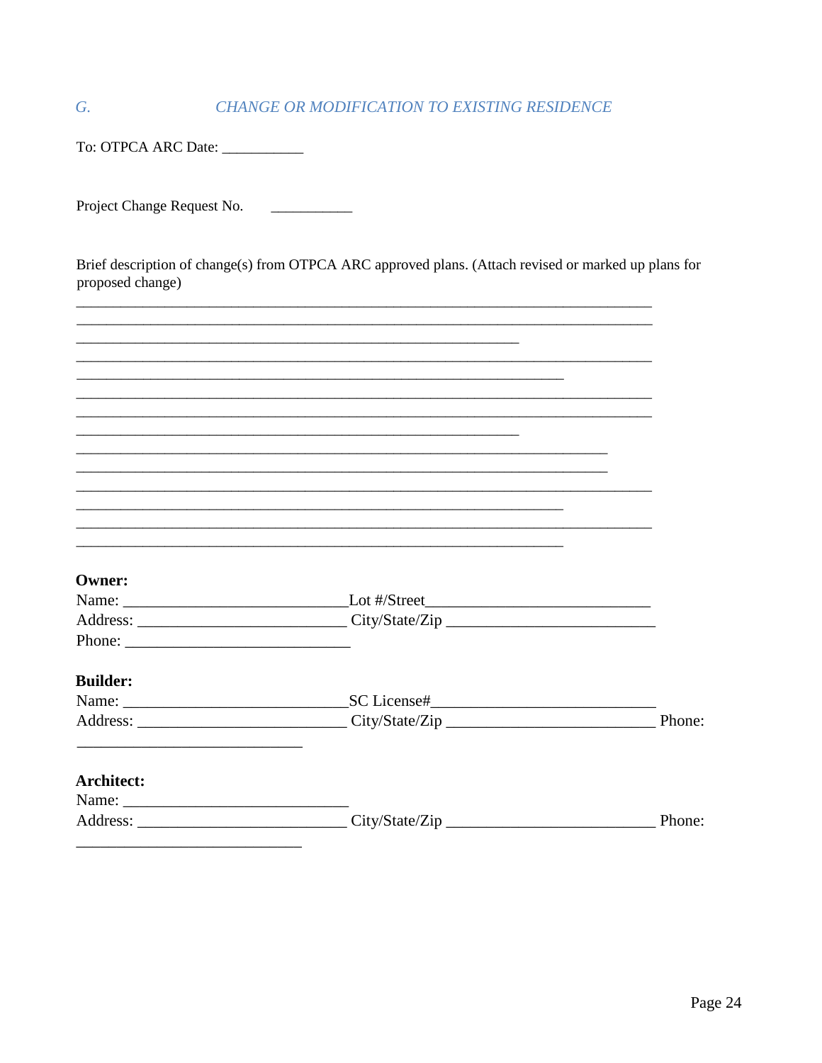## *G. CHANGE OR MODIFICATION TO EXISTING RESIDENCE*

To: OTPCA ARC Date: ___________

Project Change Request No. ___________

Brief description of change(s) from OTPCA ARC approved plans. (Attach revised or marked up plans for proposed change)

_____________________________________________________________________________
_____________________________________________________________________________
____________________________________________________________
_____________________________________________________________________________
__________________________________________________________________
_____________________________________________________________________________
_____________________________________________________________________________
____________________________________________________________
________________________________________________________________________
________________________________________________________________________
_____________________________________________________________________________
__________________________________________________________________
_____________________________________________________________________________
__________________________________________________________________

**Owner:**
Name: ____________________________Lot #/Street___________________________
Address: __________________________ City/State/Zip __________________________
Phone: ____________________________

**Builder:**
Name: ____________________________SC License#___________________________
Address: __________________________ City/State/Zip __________________________ Phone:
____________________________

**Architect:**
Name: ____________________________
Address: __________________________ City/State/Zip __________________________ Phone:
____________________________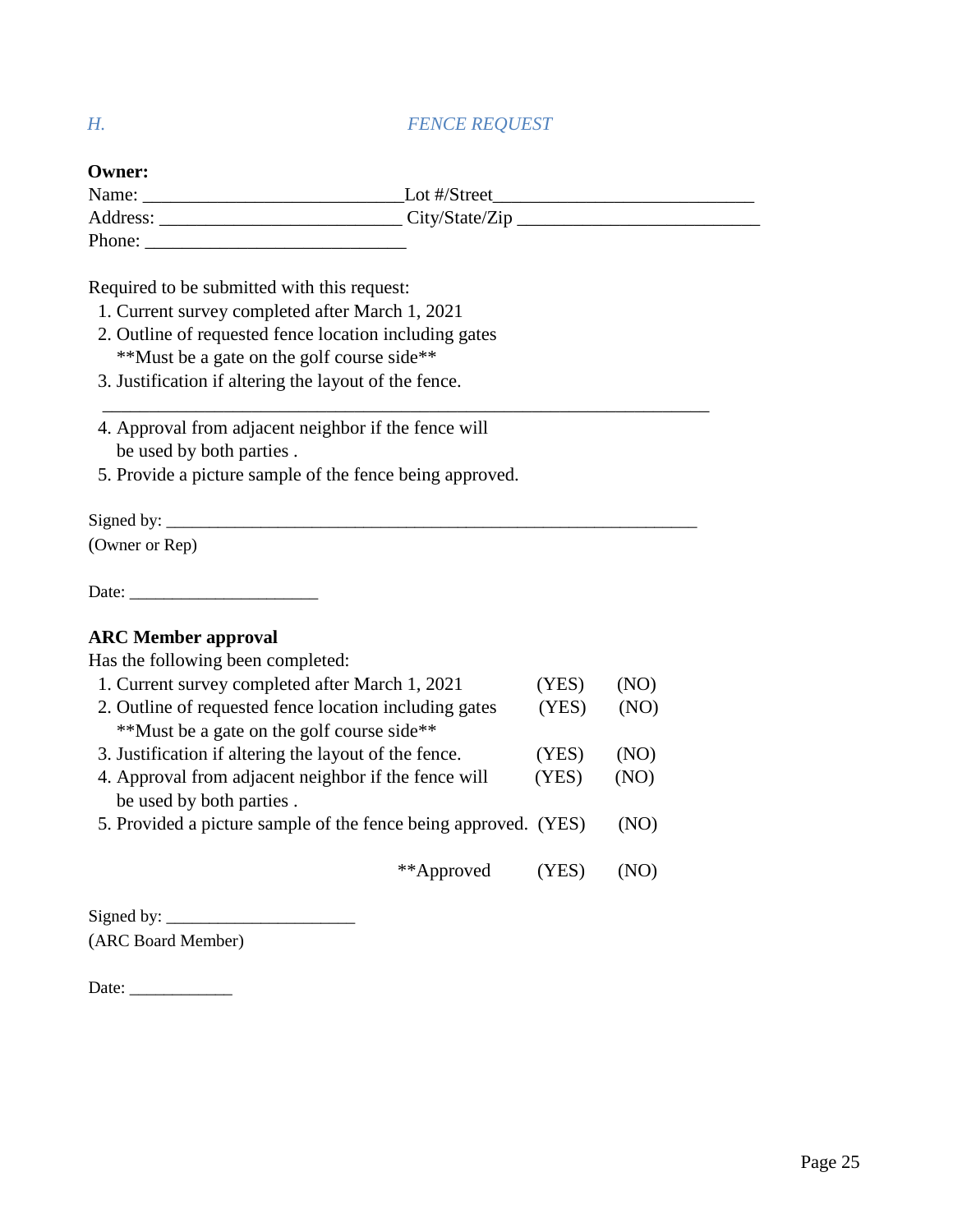## H. *FENCE REQUEST*

**Owner:**

Name: ____________________________Lot #/Street____________________________
Address: __________________________ City/State/Zip __________________________
Phone: ____________________________

Required to be submitted with this request:

1. Current survey completed after March 1, 2021
2. Outline of requested fence location including gates
   **Must be a gate on the golf course side**
3. Justification if altering the layout of the fence.

   ____________________________________________________________________
4. Approval from adjacent neighbor if the fence will be used by both parties .
5. Provide a picture sample of the fence being approved.

Signed by: ___________________________________________________________
(Owner or Rep)

Date: ______________________

**ARC Member approval**

Has the following been completed:

| | | |
|---|---|---|
| 1. Current survey completed after March 1, 2021 | (YES) | (NO) |
| 2. Outline of requested fence location including gates **Must be a gate on the golf course side** | (YES) | (NO) |
| 3. Justification if altering the layout of the fence. | (YES) | (NO) |
| 4. Approval from adjacent neighbor if the fence will be used by both parties . | (YES) | (NO) |
| 5. Provided a picture sample of the fence being approved. | (YES) | (NO) |
| **Approved | (YES) | (NO) |

Signed by: ______________________
(ARC Board Member)

Date: ____________